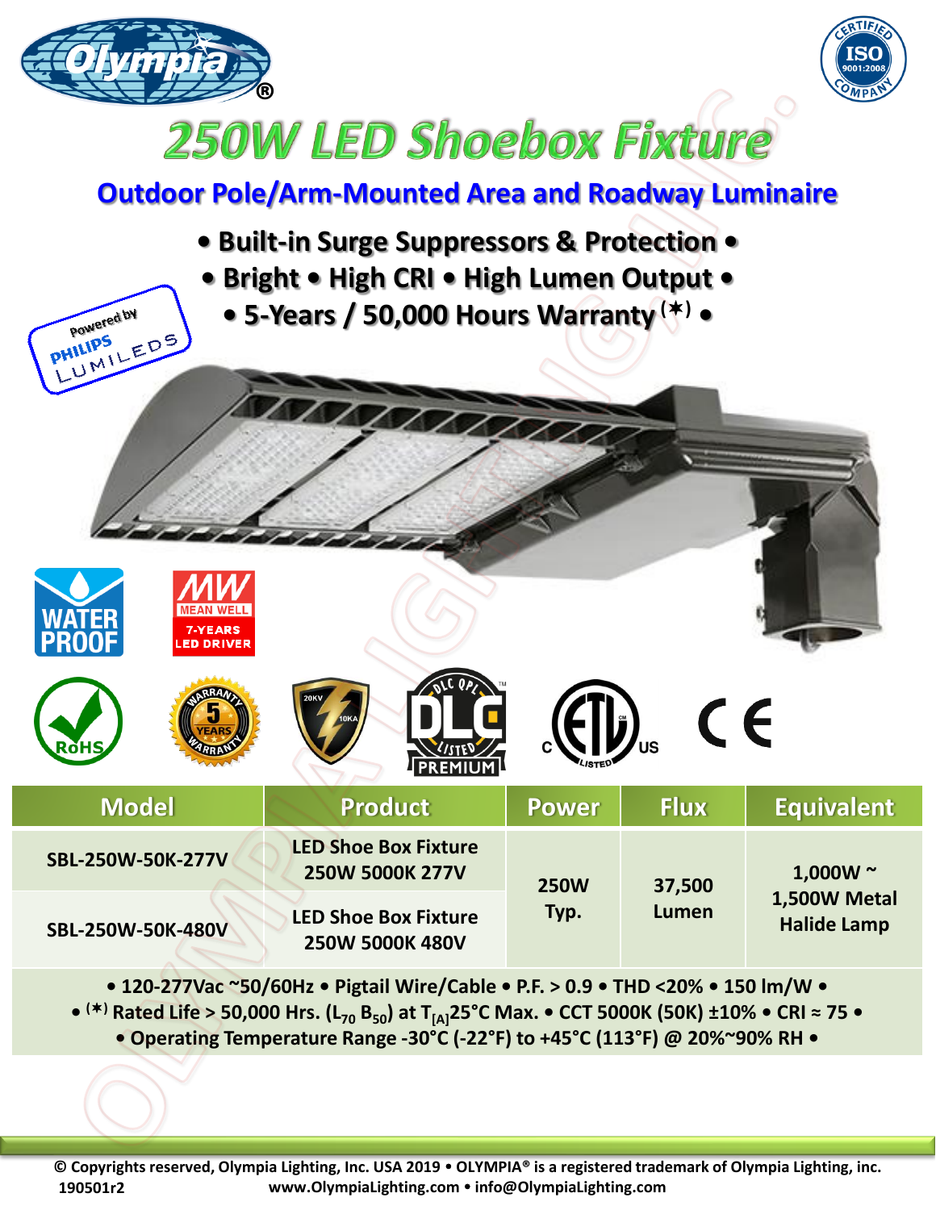# 250W LED Shoebox Fixture

## Outdoor Pole/Arm-Mounted Area and Roadway Luminaire

**• Built-in Surge Suppressors & Protection •**
**• Bright • High CRI • High Lumen Output •**
**• 5-Years / 50,000 Hours Warranty (✶) •**

Powered by PHILIPS LUMILEDS

WATER PROOF

MEAN WELL 7-YEARS LED DRIVER

| Model | Product | Power | Flux | Equivalent |
|---|---|---|---|---|
| SBL-250W-50K-277V | LED Shoe Box Fixture 250W 5000K 277V | 250W Typ. | 37,500 Lumen | 1,000W ~ 1,500W Metal Halide Lamp |
| SBL-250W-50K-480V | LED Shoe Box Fixture 250W 5000K 480V | | | |

• 120-277Vac ~50/60Hz • Pigtail Wire/Cable • P.F. > 0.9 • THD <20% • 150 lm/W •
• (✶) Rated Life > 50,000 Hrs. ($L_{70}$ $B_{50}$) at $T_{[A]}$25°C Max. • CCT 5000K (50K) ±10% • CRI ≈ 75 •
• Operating Temperature Range -30°C (-22°F) to +45°C (113°F) @ 20%~90% RH •

© Copyrights reserved, Olympia Lighting, Inc. USA 2019 • OLYMPIA® is a registered trademark of Olympia Lighting, inc.
190501r2 www.OlympiaLighting.com • info@OlympiaLighting.com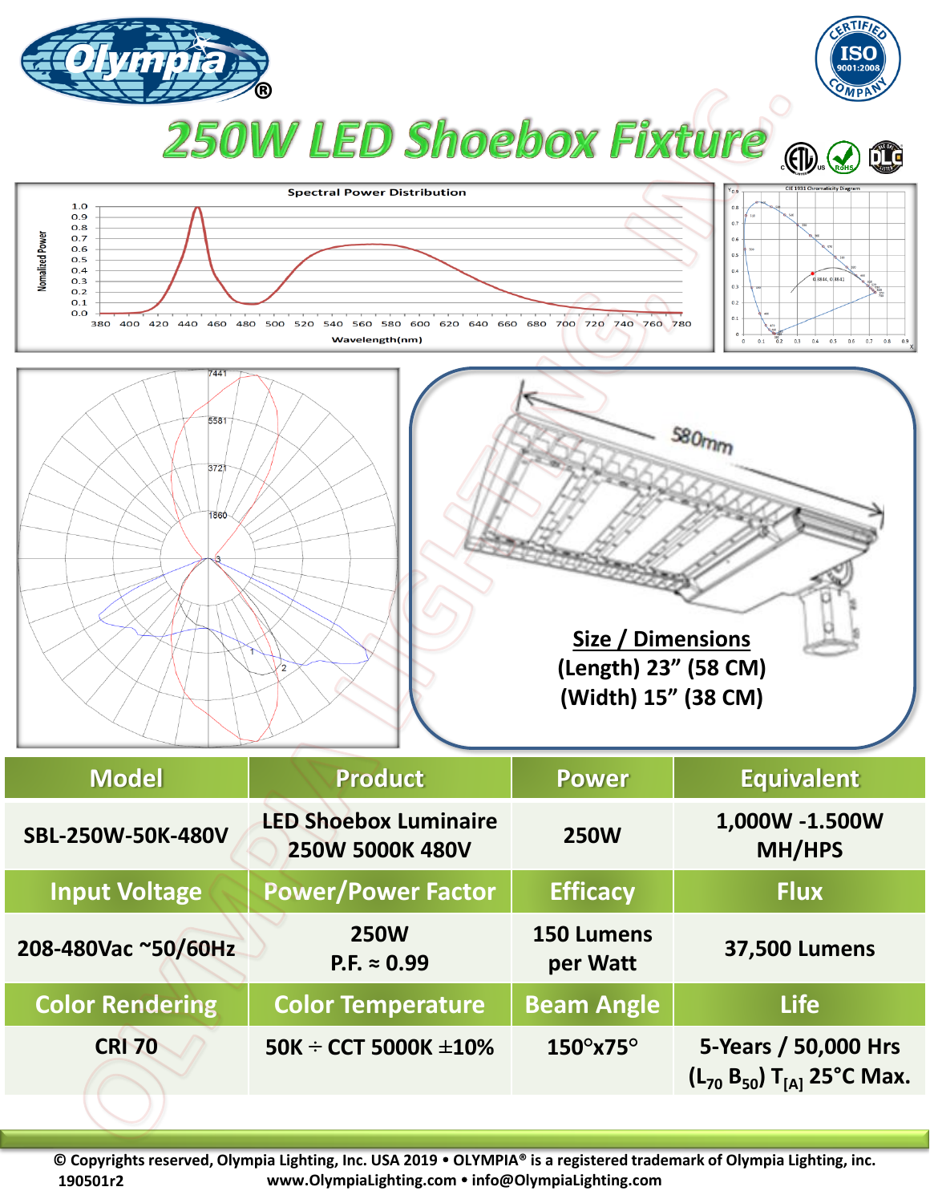# 250W LED Shoebox Fixture

Spectral Power Distribution

Nomalized Power

1.0
0.9
0.8
0.7
0.6
0.5
0.4
0.3
0.2
0.1
0.0

380 400 420 440 460 480 500 520 540 560 580 600 620 640 660 680 700 720 740 760 780

Wavelength(nm)

CIE 1931 Chromaticity Diagram

7441
5581
3721
1860

580mm

**Size / Dimensions**
**(Length) 23" (58 CM)**
**(Width) 15" (38 CM)**

| Model | Product | Power | Equivalent |
|---|---|---|---|
| SBL-250W-50K-480V | LED Shoebox Luminaire 250W 5000K 480V | 250W | 1,000W -1.500W MH/HPS |
| **Input Voltage** | **Power/Power Factor** | **Efficacy** | **Flux** |
| 208-480Vac ~50/60Hz | 250W P.F. ≈ 0.99 | 150 Lumens per Watt | 37,500 Lumens |
| **Color Rendering** | **Color Temperature** | **Beam Angle** | **Life** |
| CRI 70 | 50K ÷ CCT 5000K ±10% | 150°x75° | 5-Years / 50,000 Hrs ($L_{70}$ $B_{50}$) $T_{[A]}$ 25°C Max. |

© Copyrights reserved, Olympia Lighting, Inc. USA 2019 • OLYMPIA® is a registered trademark of Olympia Lighting, inc.
190501r2 www.OlympiaLighting.com • info@OlympiaLighting.com